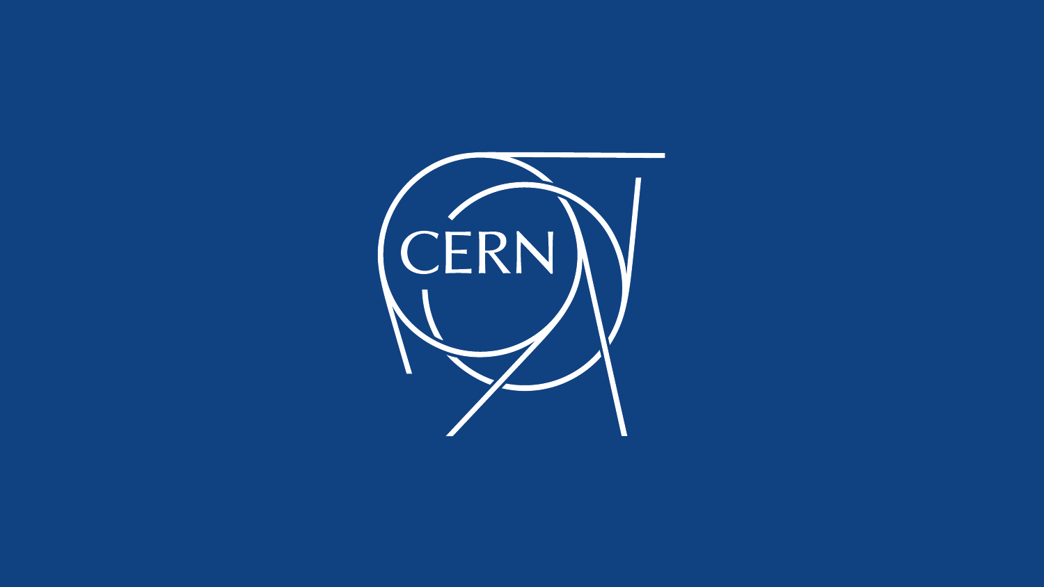CERN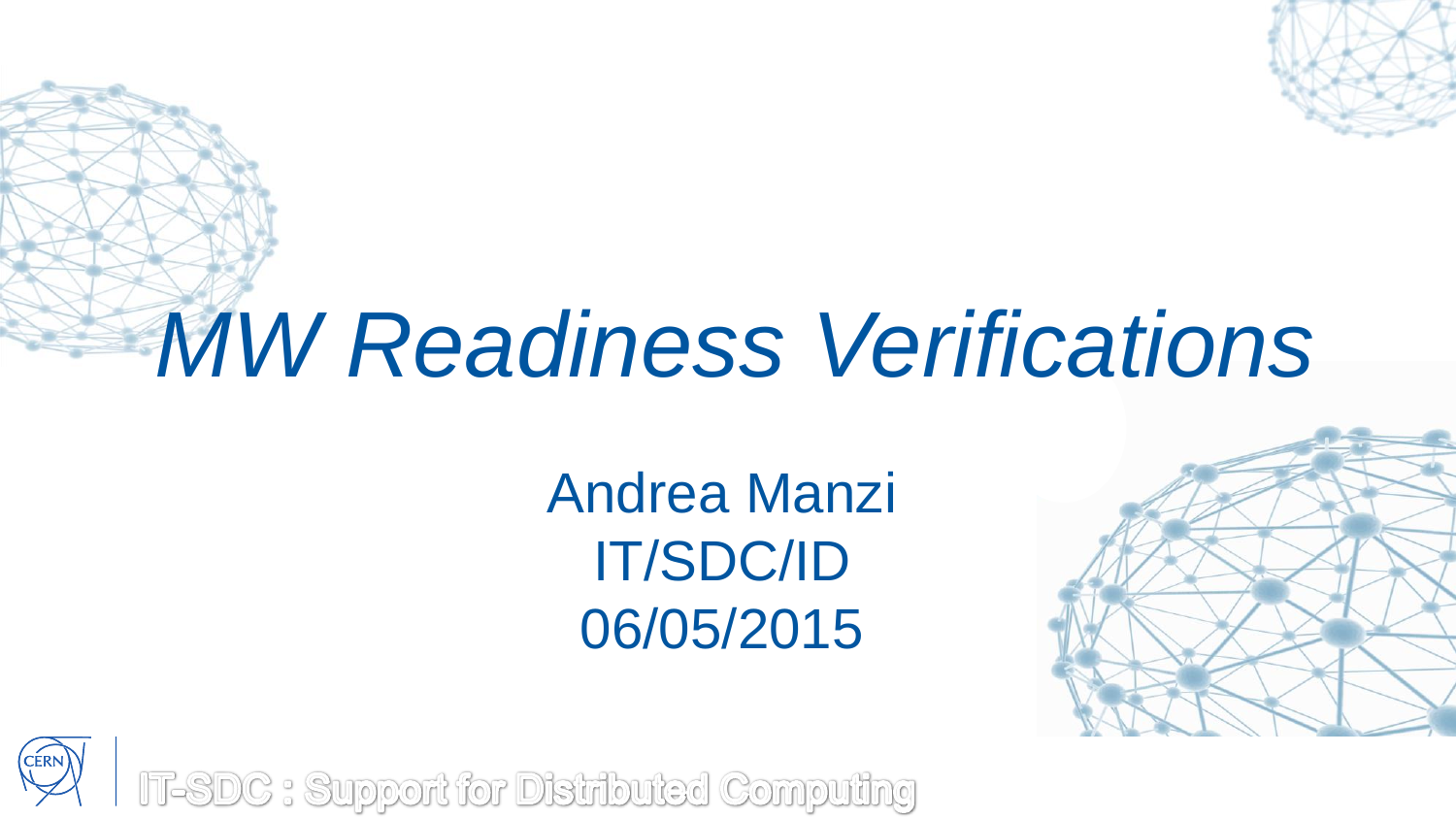# *MW Readiness Verifications*

Andrea Manzi
IT/SDC/ID
06/05/2015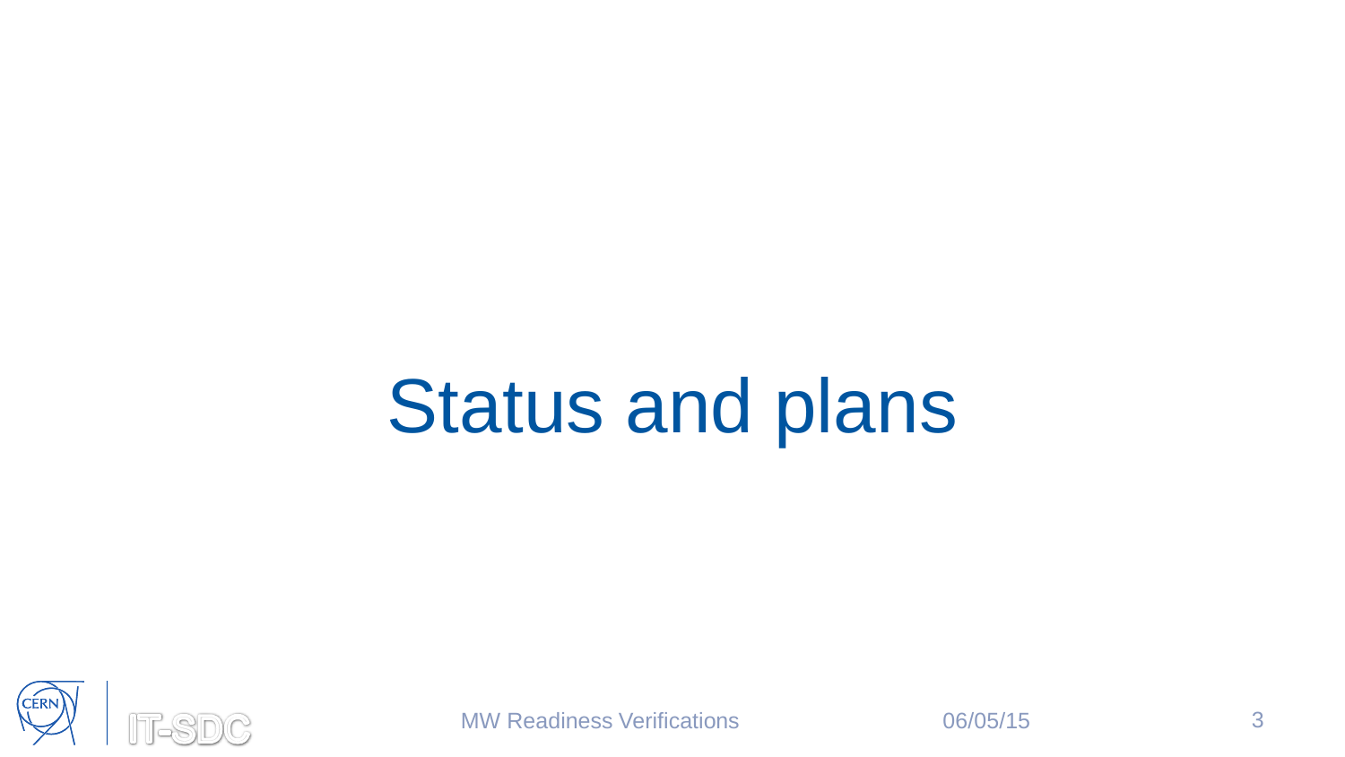# Status and plans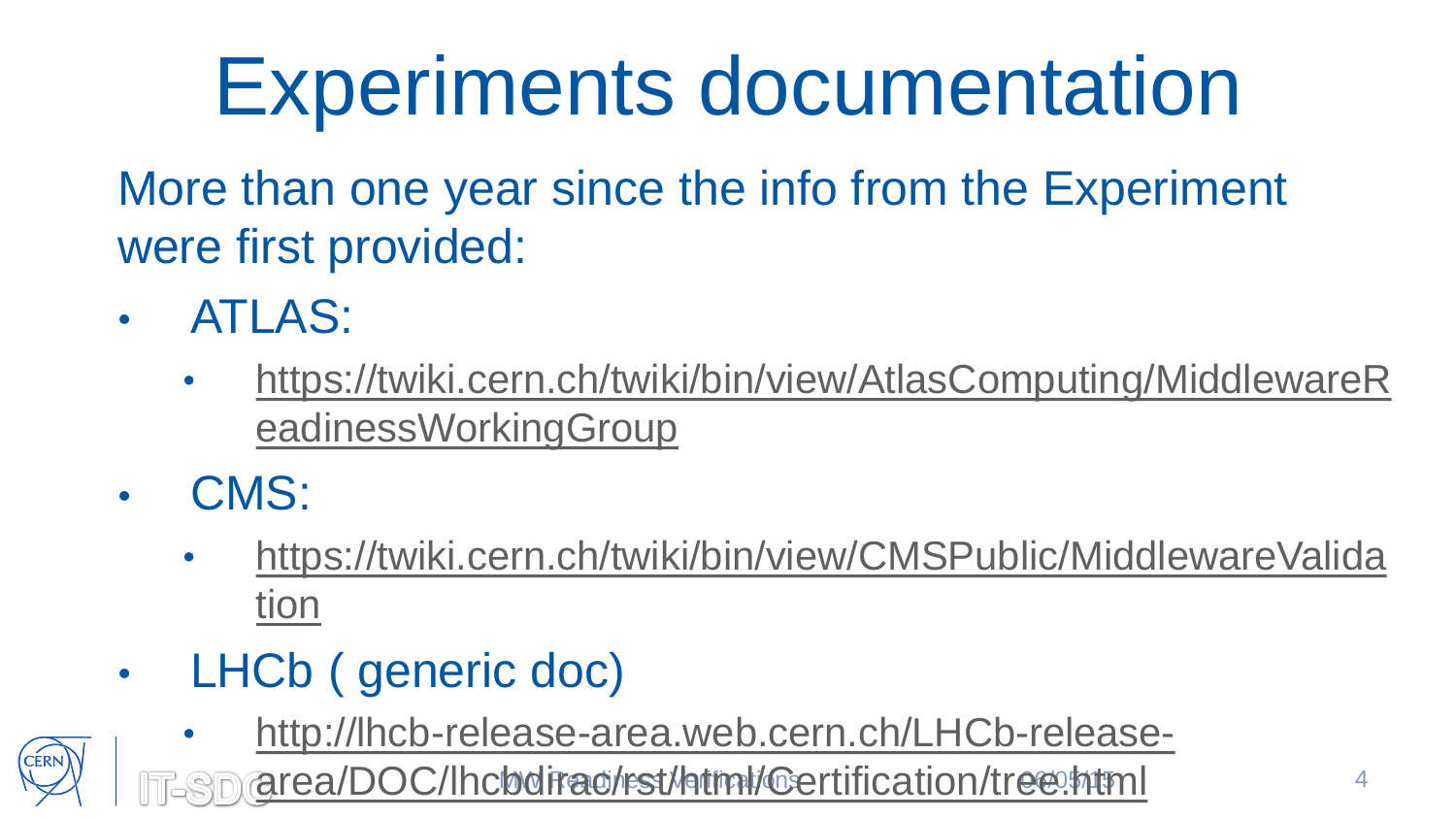# Experiments documentation

More than one year since the info from the Experiment were first provided:

- ATLAS:
  - https://twiki.cern.ch/twiki/bin/view/AtlasComputing/MiddlewareReadinessWorkingGroup
- CMS:
  - https://twiki.cern.ch/twiki/bin/view/CMSPublic/MiddlewareValidation
- LHCb ( generic doc)
  - http://lhcb-release-area.web.cern.ch/LHCb-release-area/DOC/lhcbdirac/rst/html/Certification/tree.html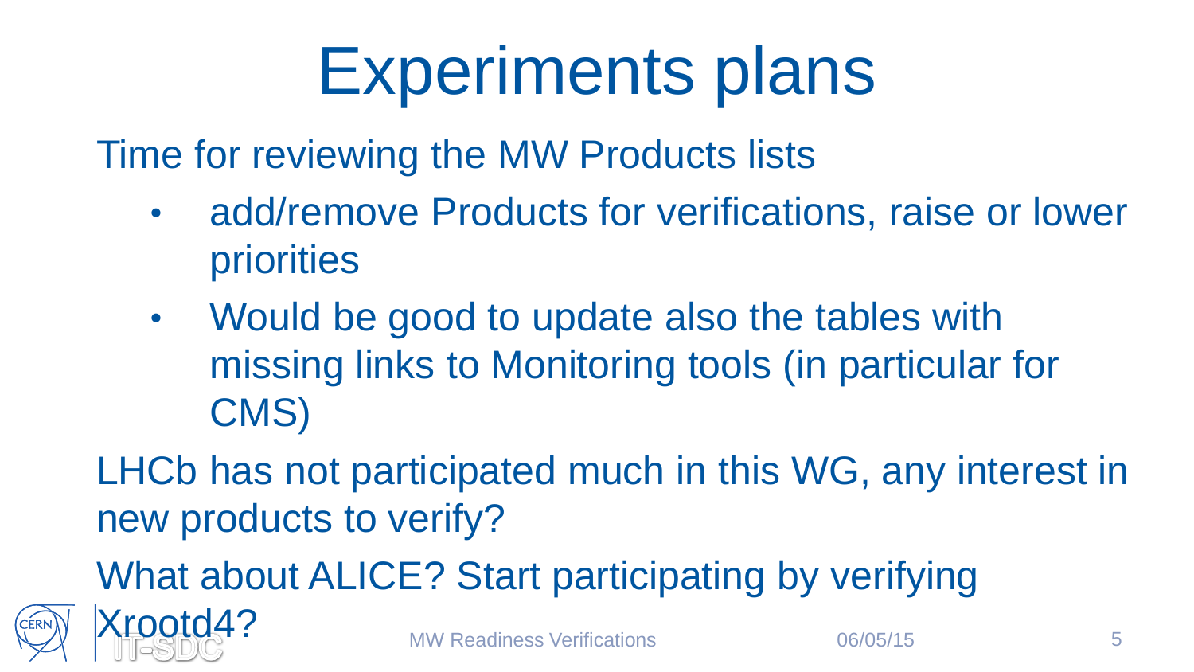# Experiments plans

Time for reviewing the MW Products lists

- add/remove Products for verifications, raise or lower priorities
- Would be good to update also the tables with missing links to Monitoring tools (in particular for CMS)

LHCb has not participated much in this WG, any interest in new products to verify?

What about ALICE? Start participating by verifying Xrootd4?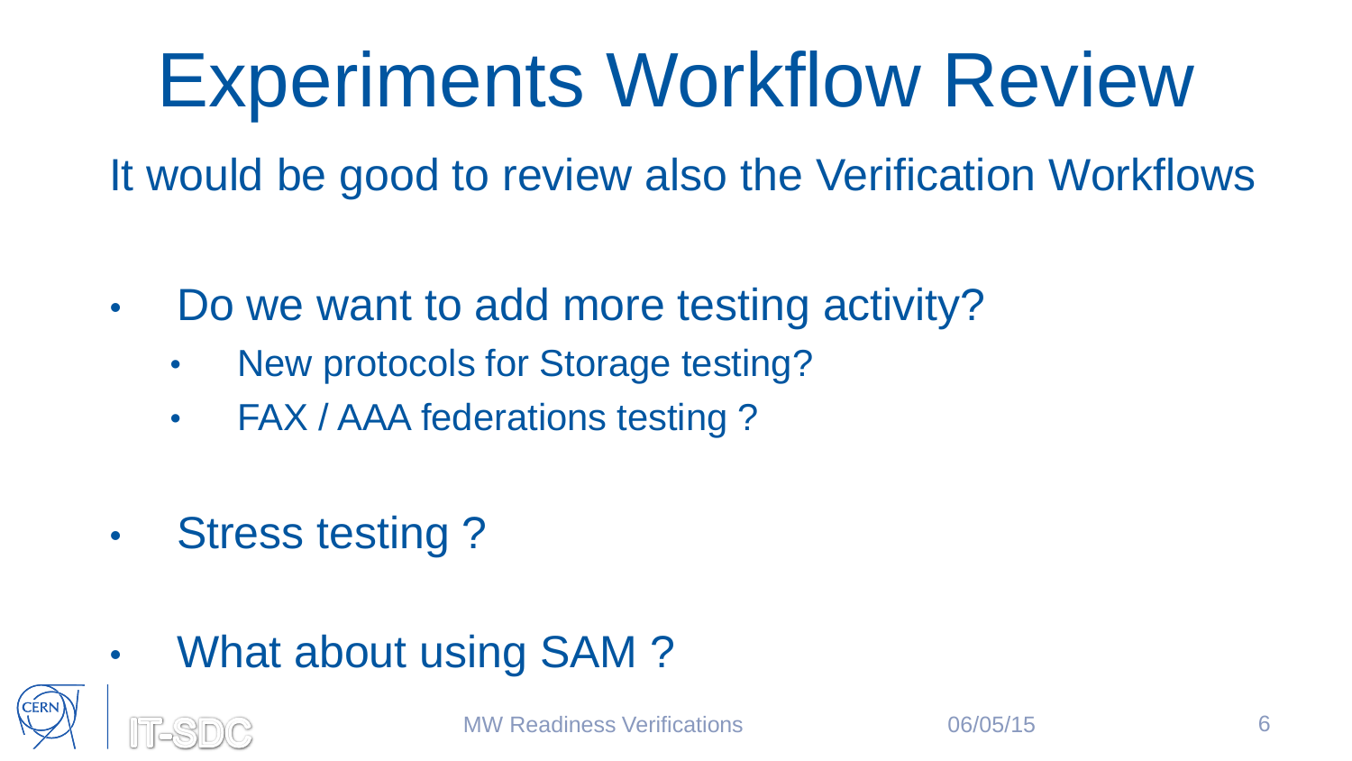# Experiments Workflow Review

It would be good to review also the Verification Workflows

- Do we want to add more testing activity?
  - New protocols for Storage testing?
  - FAX / AAA federations testing ?
- Stress testing ?
- What about using SAM ?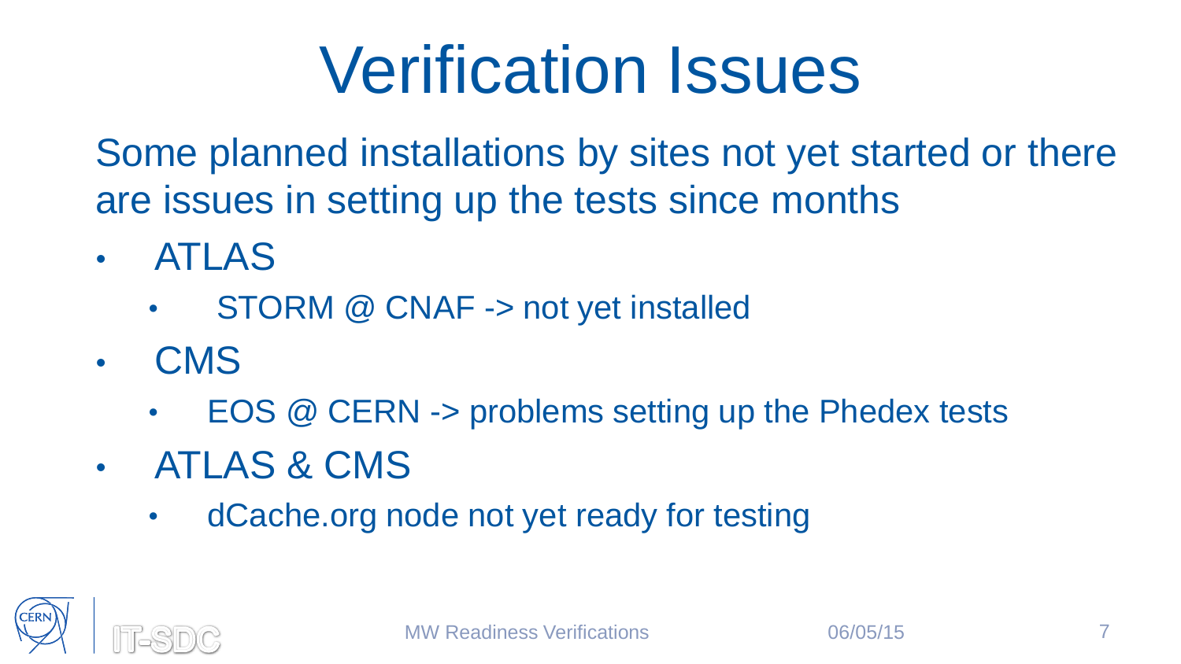# Verification Issues

Some planned installations by sites not yet started or there are issues in setting up the tests since months

- ATLAS
  - STORM @ CNAF -> not yet installed
- CMS
  - EOS @ CERN -> problems setting up the Phedex tests
- ATLAS & CMS
  - dCache.org node not yet ready for testing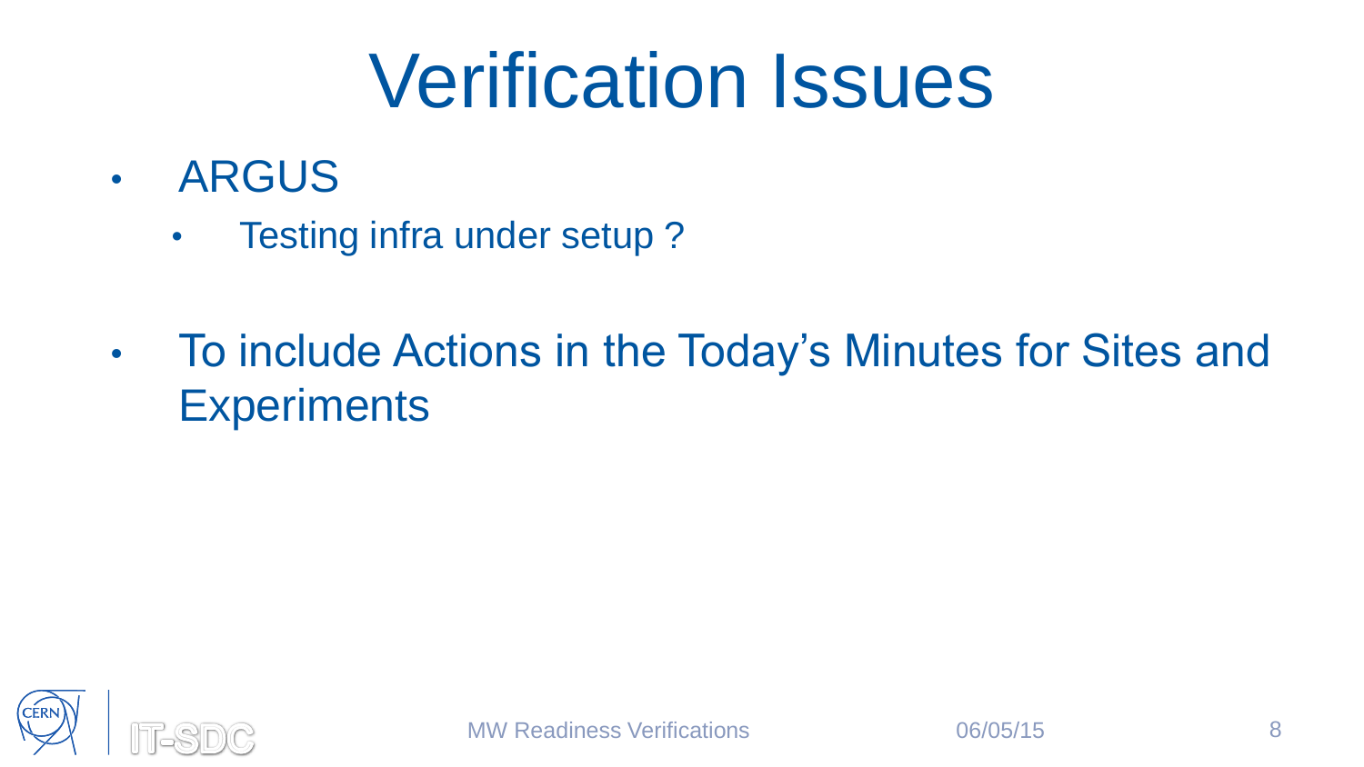# Verification Issues

- ARGUS
  - Testing infra under setup ?
- To include Actions in the Today's Minutes for Sites and Experiments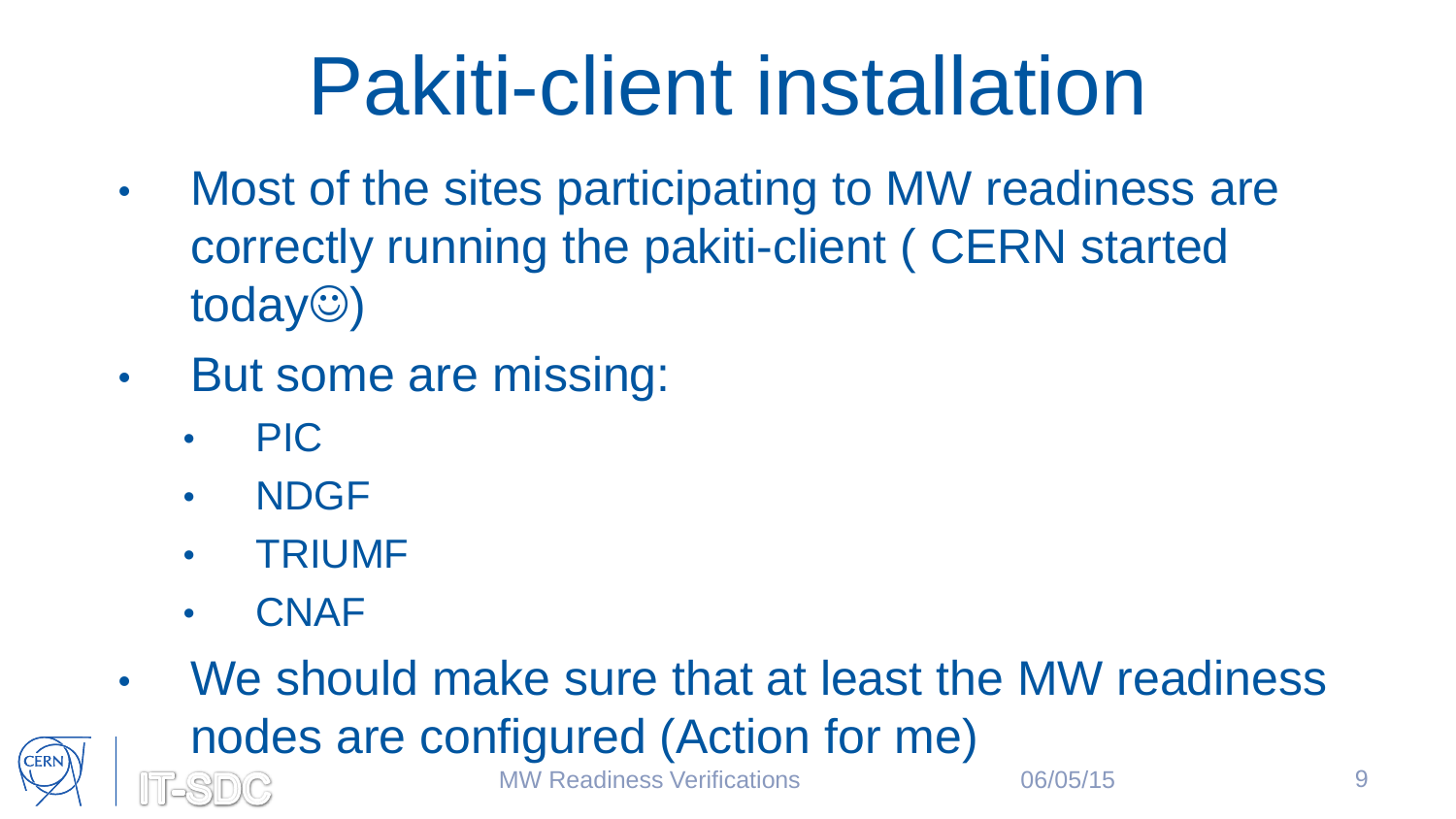# Pakiti-client installation

- Most of the sites participating to MW readiness are correctly running the pakiti-client ( CERN started today☺)
- But some are missing:
  - PIC
  - NDGF
  - TRIUMF
  - CNAF
- We should make sure that at least the MW readiness nodes are configured (Action for me)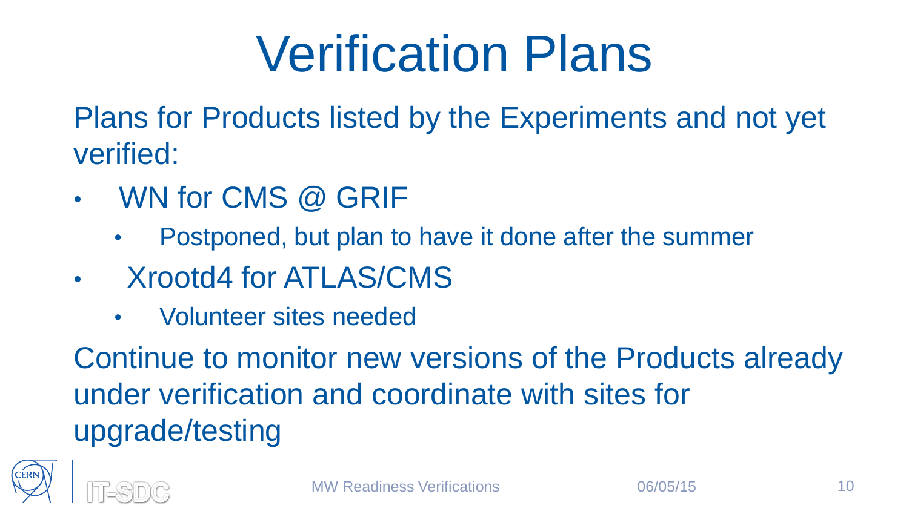# Verification Plans

Plans for Products listed by the Experiments and not yet verified:

- WN for CMS @ GRIF
  - Postponed, but plan to have it done after the summer
- Xrootd4 for ATLAS/CMS
  - Volunteer sites needed

Continue to monitor new versions of the Products already under verification and coordinate with sites for upgrade/testing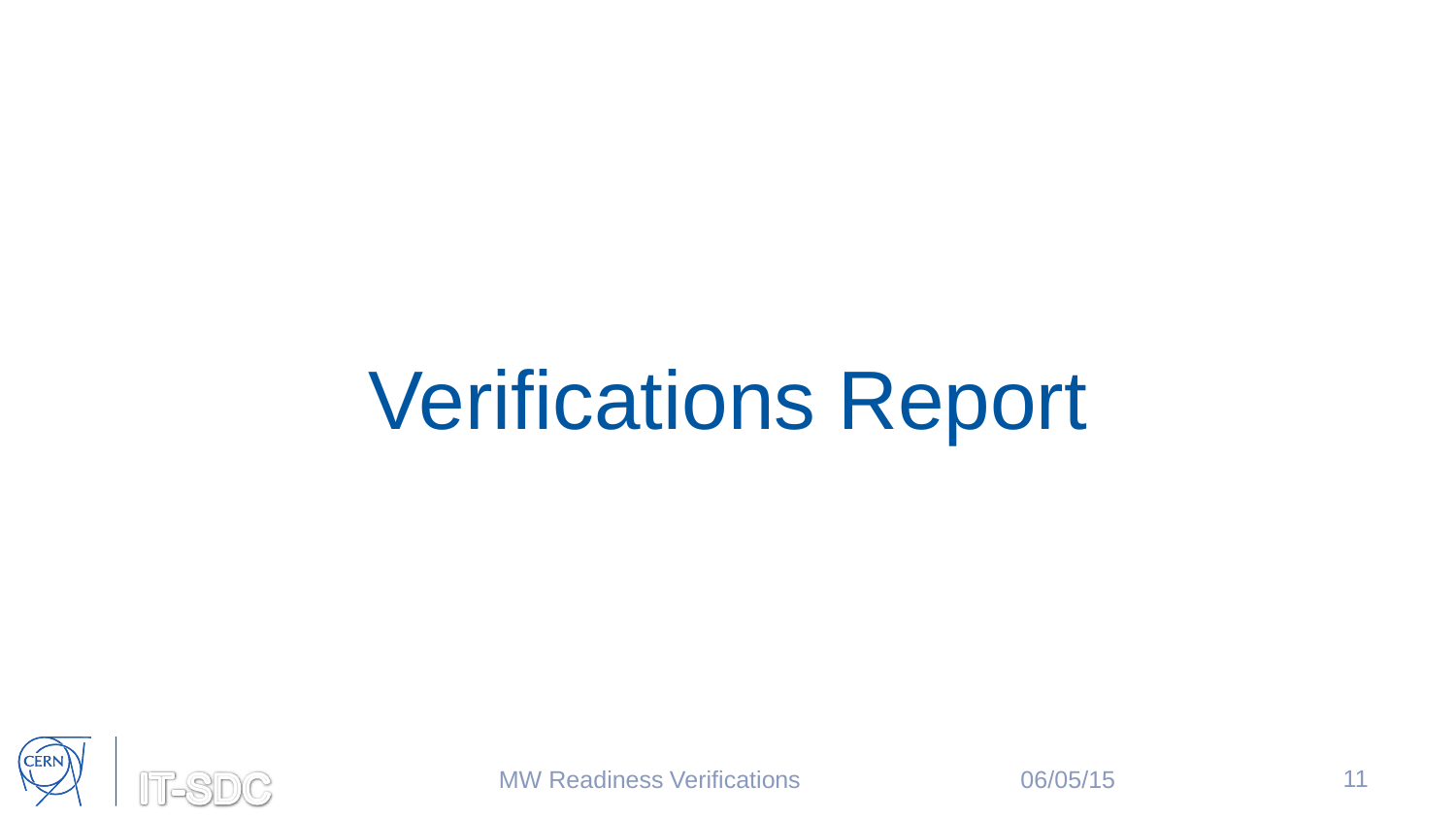# Verifications Report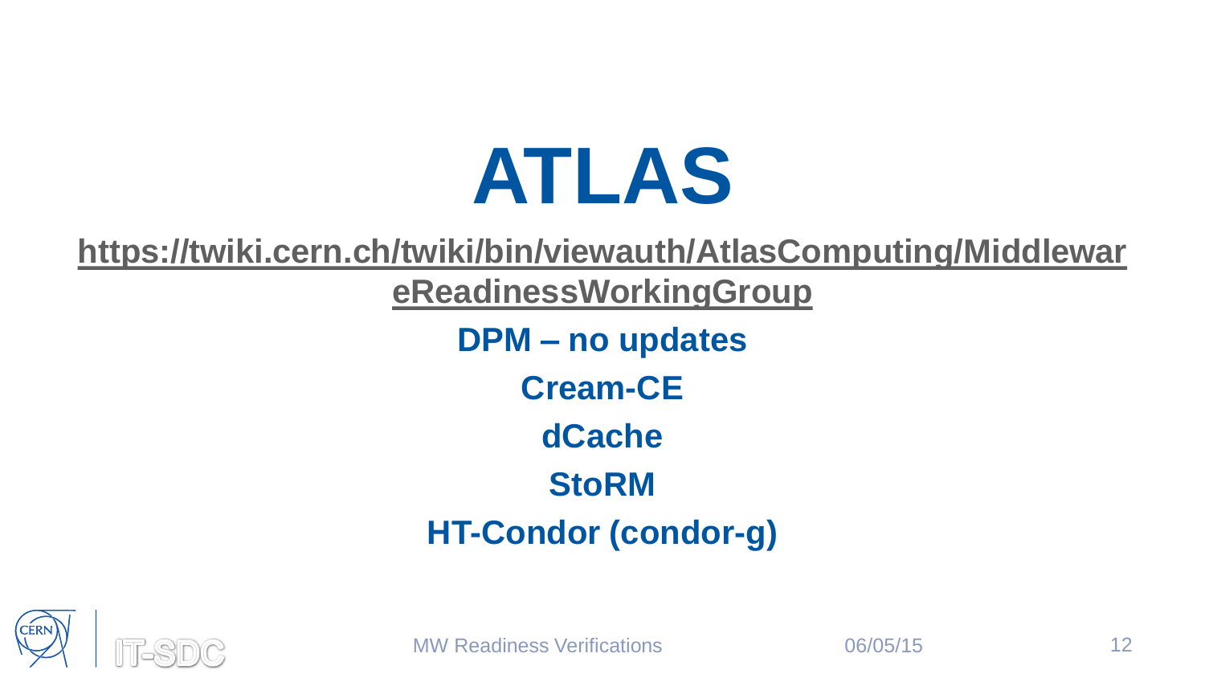# ATLAS

**https://twiki.cern.ch/twiki/bin/viewauth/AtlasComputing/MiddlewareReadinessWorkingGroup**

**DPM – no updates**

**Cream-CE**

**dCache**

**StoRM**

**HT-Condor (condor-g)**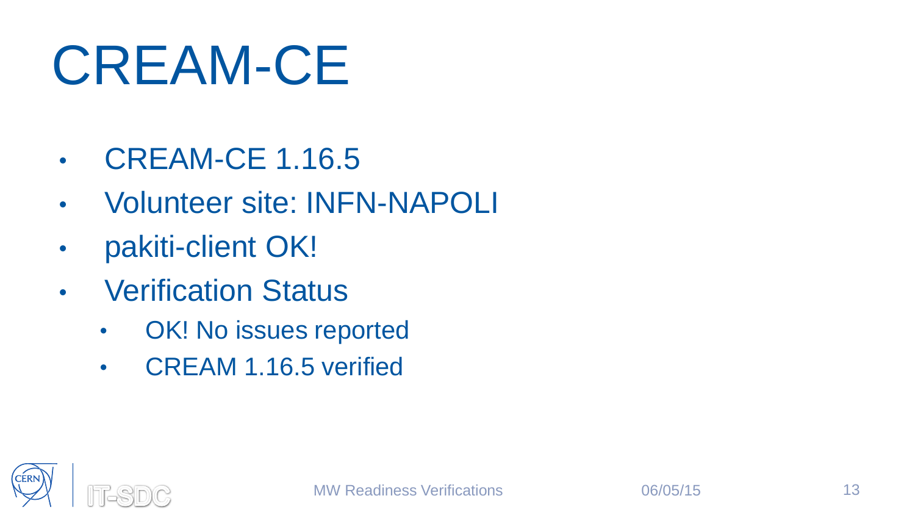# CREAM-CE

- CREAM-CE 1.16.5
- Volunteer site: INFN-NAPOLI
- pakiti-client OK!
- Verification Status
  - OK! No issues reported
  - CREAM 1.16.5 verified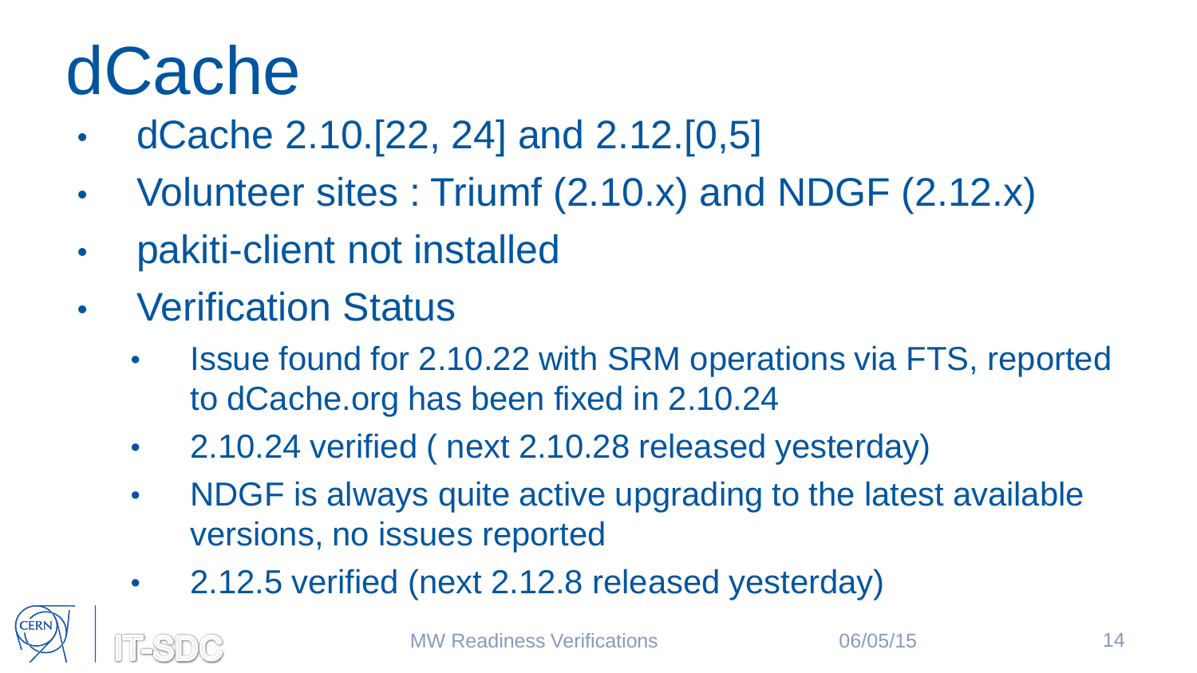# dCache

- dCache 2.10.[22, 24] and 2.12.[0,5]
- Volunteer sites : Triumf (2.10.x) and NDGF (2.12.x)
- pakiti-client not installed
- Verification Status
  - Issue found for 2.10.22 with SRM operations via FTS, reported to dCache.org has been fixed in 2.10.24
  - 2.10.24 verified ( next 2.10.28 released yesterday)
  - NDGF is always quite active upgrading to the latest available versions, no issues reported
  - 2.12.5 verified (next 2.12.8 released yesterday)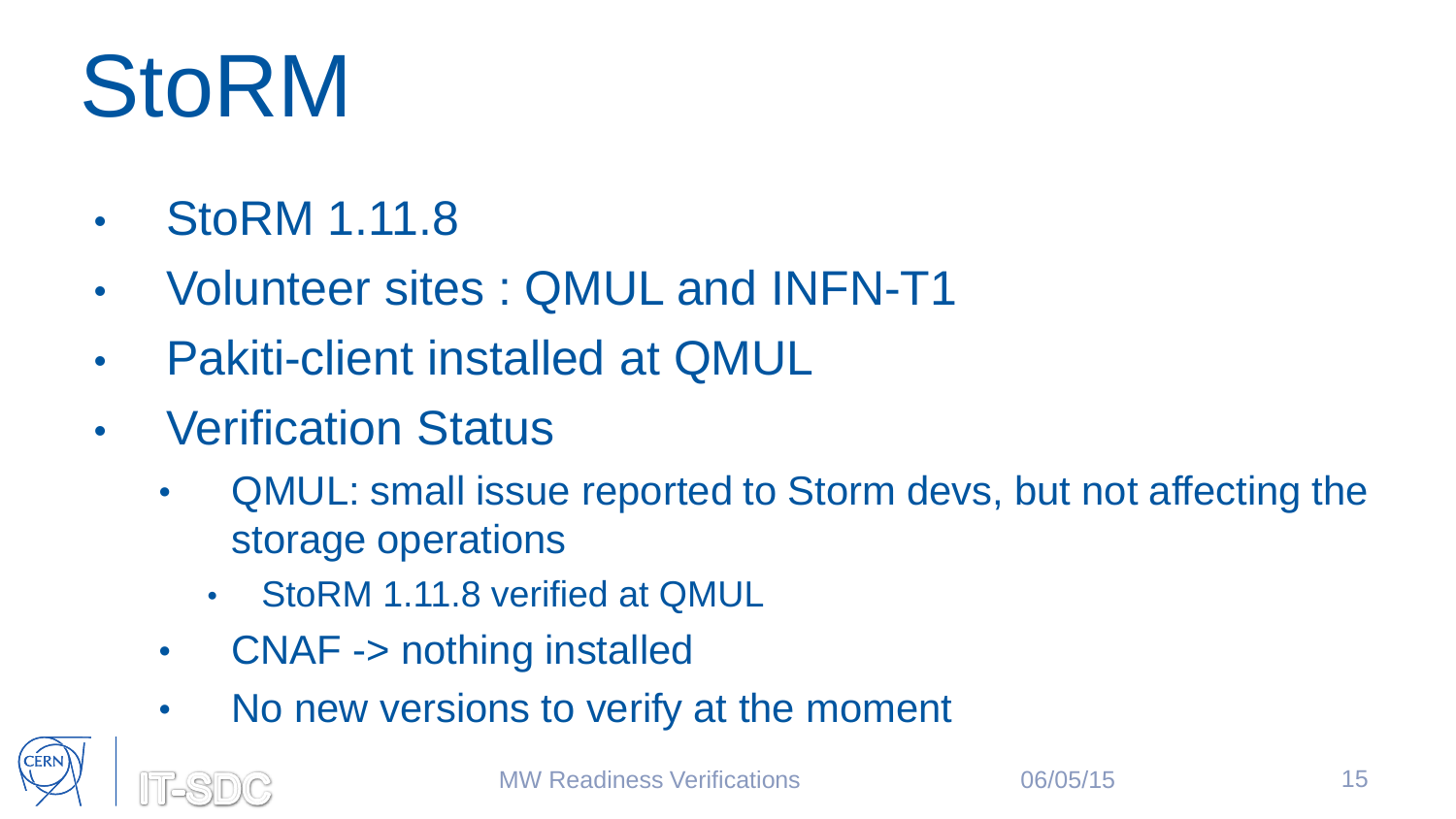# StoRM

- StoRM 1.11.8
- Volunteer sites : QMUL and INFN-T1
- Pakiti-client installed at QMUL
- Verification Status
  - QMUL: small issue reported to Storm devs, but not affecting the storage operations
    - StoRM 1.11.8 verified at QMUL
  - CNAF -> nothing installed
  - No new versions to verify at the moment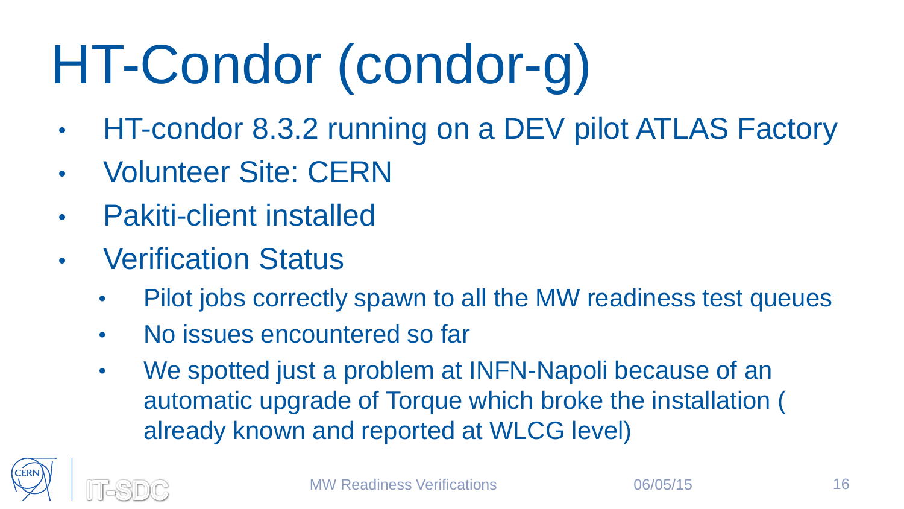# HT-Condor (condor-g)

- HT-condor 8.3.2 running on a DEV pilot ATLAS Factory
- Volunteer Site: CERN
- Pakiti-client installed
- Verification Status
  - Pilot jobs correctly spawn to all the MW readiness test queues
  - No issues encountered so far
  - We spotted just a problem at INFN-Napoli because of an automatic upgrade of Torque which broke the installation ( already known and reported at WLCG level)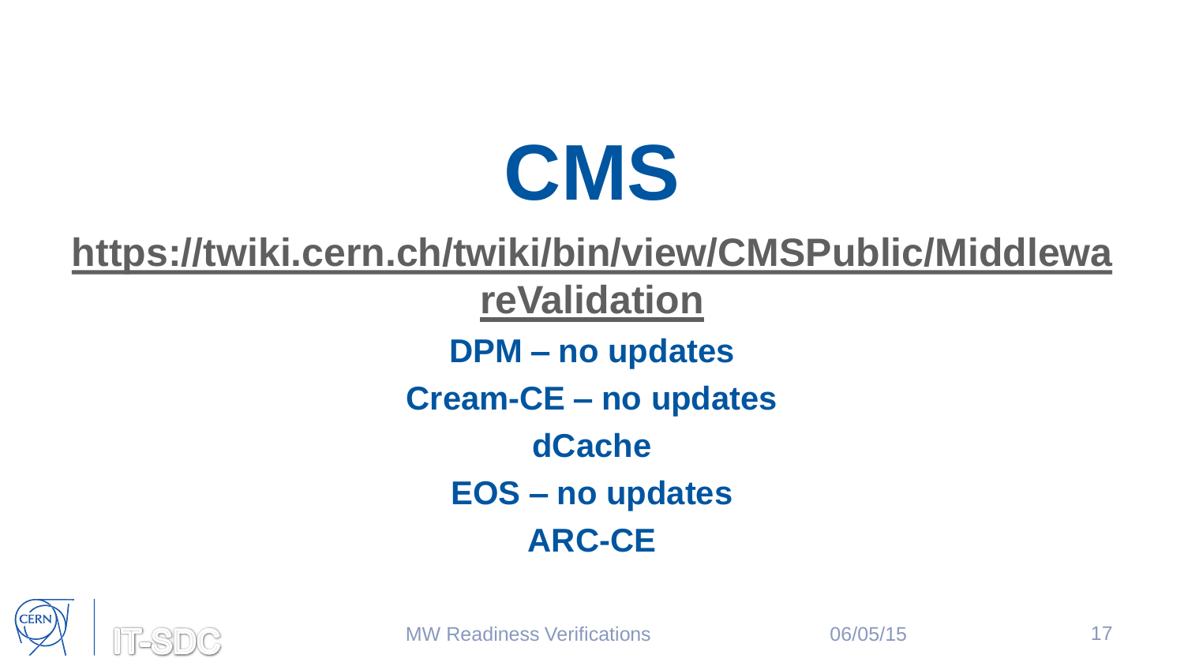# CMS

**https://twiki.cern.ch/twiki/bin/view/CMSPublic/MiddlewareValidation**

**DPM – no updates**

**Cream-CE – no updates**

**dCache**

**EOS – no updates**

**ARC-CE**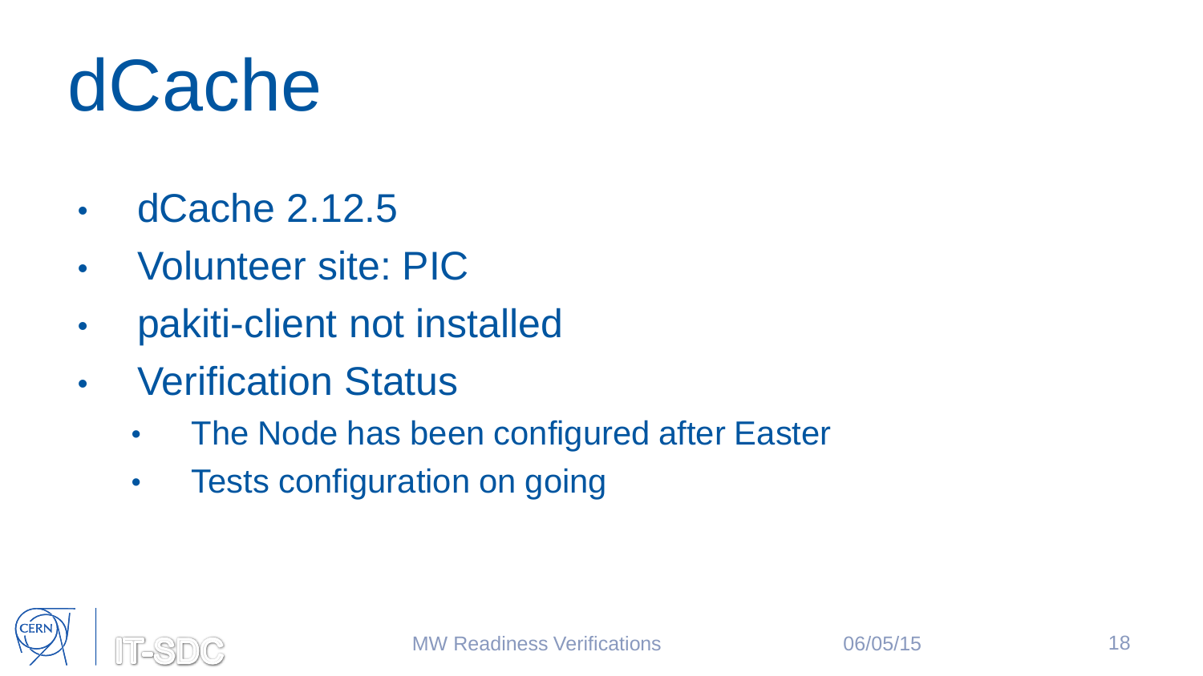# dCache

- dCache 2.12.5
- Volunteer site: PIC
- pakiti-client not installed
- Verification Status
  - The Node has been configured after Easter
  - Tests configuration on going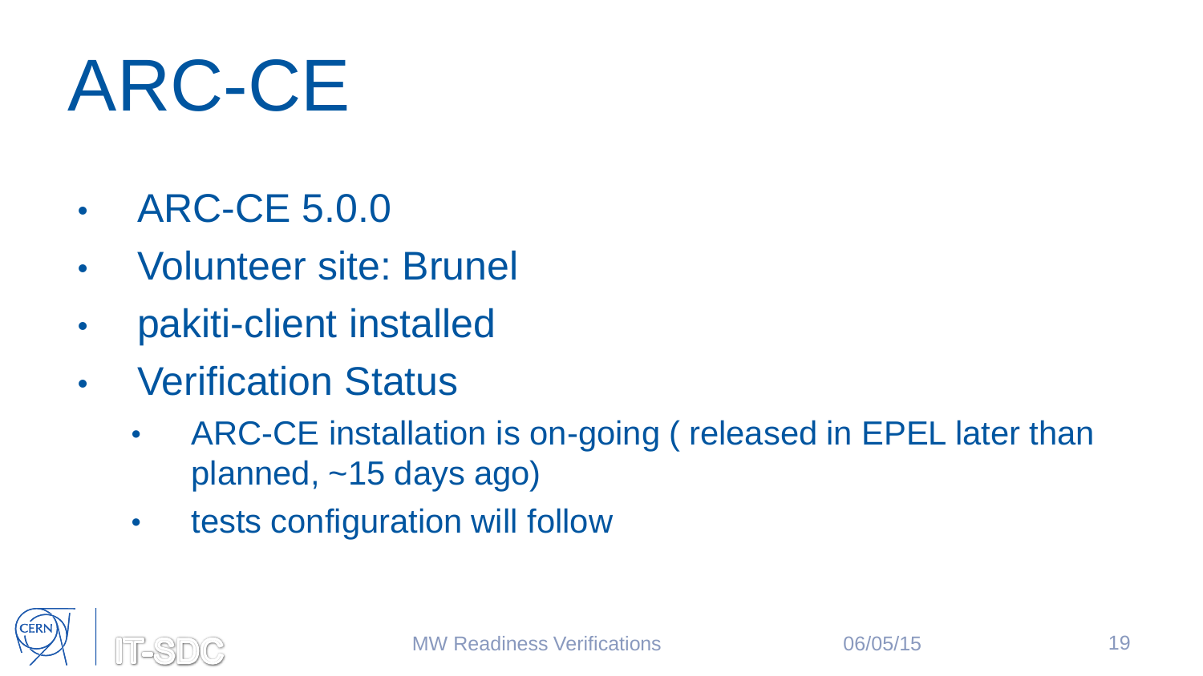# ARC-CE

- ARC-CE 5.0.0
- Volunteer site: Brunel
- pakiti-client installed
- Verification Status
  - ARC-CE installation is on-going ( released in EPEL later than planned, ~15 days ago)
  - tests configuration will follow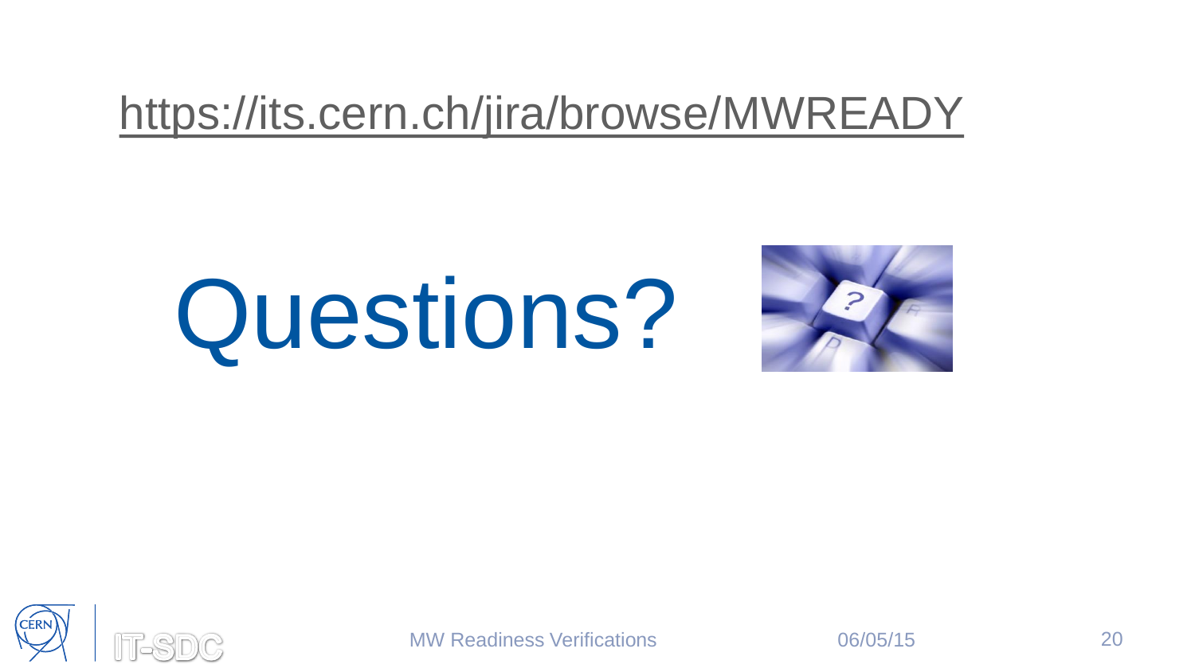https://its.cern.ch/jira/browse/MWREADY

# Questions?